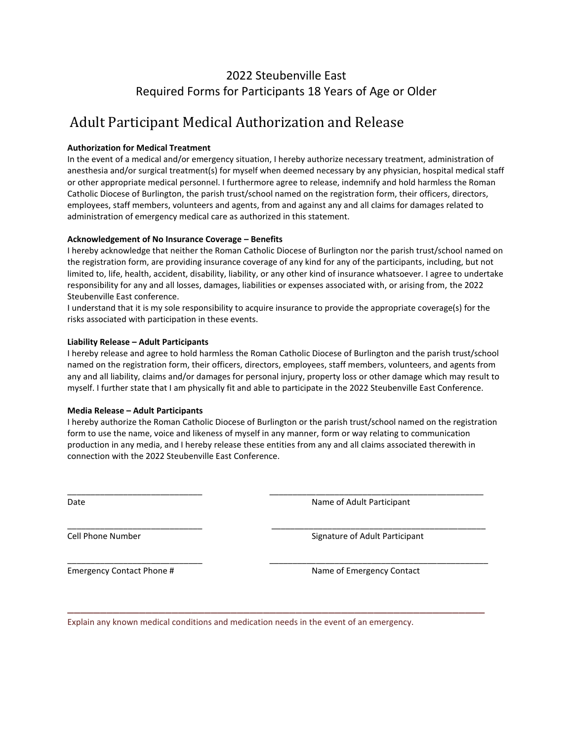# 2022 Steubenville East
## Required Forms for Participants 18 Years of Age or Older

# Adult Participant Medical Authorization and Release

**Authorization for Medical Treatment**

In the event of a medical and/or emergency situation, I hereby authorize necessary treatment, administration of anesthesia and/or surgical treatment(s) for myself when deemed necessary by any physician, hospital medical staff or other appropriate medical personnel. I furthermore agree to release, indemnify and hold harmless the Roman Catholic Diocese of Burlington, the parish trust/school named on the registration form, their officers, directors, employees, staff members, volunteers and agents, from and against any and all claims for damages related to administration of emergency medical care as authorized in this statement.

**Acknowledgement of No Insurance Coverage – Benefits**

I hereby acknowledge that neither the Roman Catholic Diocese of Burlington nor the parish trust/school named on the registration form, are providing insurance coverage of any kind for any of the participants, including, but not limited to, life, health, accident, disability, liability, or any other kind of insurance whatsoever. I agree to undertake responsibility for any and all losses, damages, liabilities or expenses associated with, or arising from, the 2022 Steubenville East conference.

I understand that it is my sole responsibility to acquire insurance to provide the appropriate coverage(s) for the risks associated with participation in these events.

**Liability Release – Adult Participants**

I hereby release and agree to hold harmless the Roman Catholic Diocese of Burlington and the parish trust/school named on the registration form, their officers, directors, employees, staff members, volunteers, and agents from any and all liability, claims and/or damages for personal injury, property loss or other damage which may result to myself. I further state that I am physically fit and able to participate in the 2022 Steubenville East Conference.

**Media Release – Adult Participants**

I hereby authorize the Roman Catholic Diocese of Burlington or the parish trust/school named on the registration form to use the name, voice and likeness of myself in any manner, form or way relating to communication production in any media, and I hereby release these entities from any and all claims associated therewith in connection with the 2022 Steubenville East Conference.

\_\_\_\_\_\_\_\_\_\_\_\_\_\_\_\_\_\_\_\_\_\_\_\_\_\_\_\_ \_\_\_\_\_\_\_\_\_\_\_\_\_\_\_\_\_\_\_\_\_\_\_\_\_\_\_\_\_\_\_\_\_\_\_\_\_\_\_\_\_\_\_\_\_
Date — Name of Adult Participant

\_\_\_\_\_\_\_\_\_\_\_\_\_\_\_\_\_\_\_\_\_\_\_\_\_\_\_\_ \_\_\_\_\_\_\_\_\_\_\_\_\_\_\_\_\_\_\_\_\_\_\_\_\_\_\_\_\_\_\_\_\_\_\_\_\_\_\_\_\_\_\_\_\_
Cell Phone Number — Signature of Adult Participant

\_\_\_\_\_\_\_\_\_\_\_\_\_\_\_\_\_\_\_\_\_\_\_\_\_\_\_\_ \_\_\_\_\_\_\_\_\_\_\_\_\_\_\_\_\_\_\_\_\_\_\_\_\_\_\_\_\_\_\_\_\_\_\_\_\_\_\_\_\_\_\_\_\_
Emergency Contact Phone # — Name of Emergency Contact

\_\_\_\_\_\_\_\_\_\_\_\_\_\_\_\_\_\_\_\_\_\_\_\_\_\_\_\_\_\_\_\_\_\_\_\_\_\_\_\_\_\_\_\_\_\_\_\_\_\_\_\_\_\_\_\_\_\_\_\_\_\_\_\_\_\_\_\_\_\_\_\_\_\_\_\_\_\_\_\_\_\_\_\_\_\_\_\_\_\_
Explain any known medical conditions and medication needs in the event of an emergency.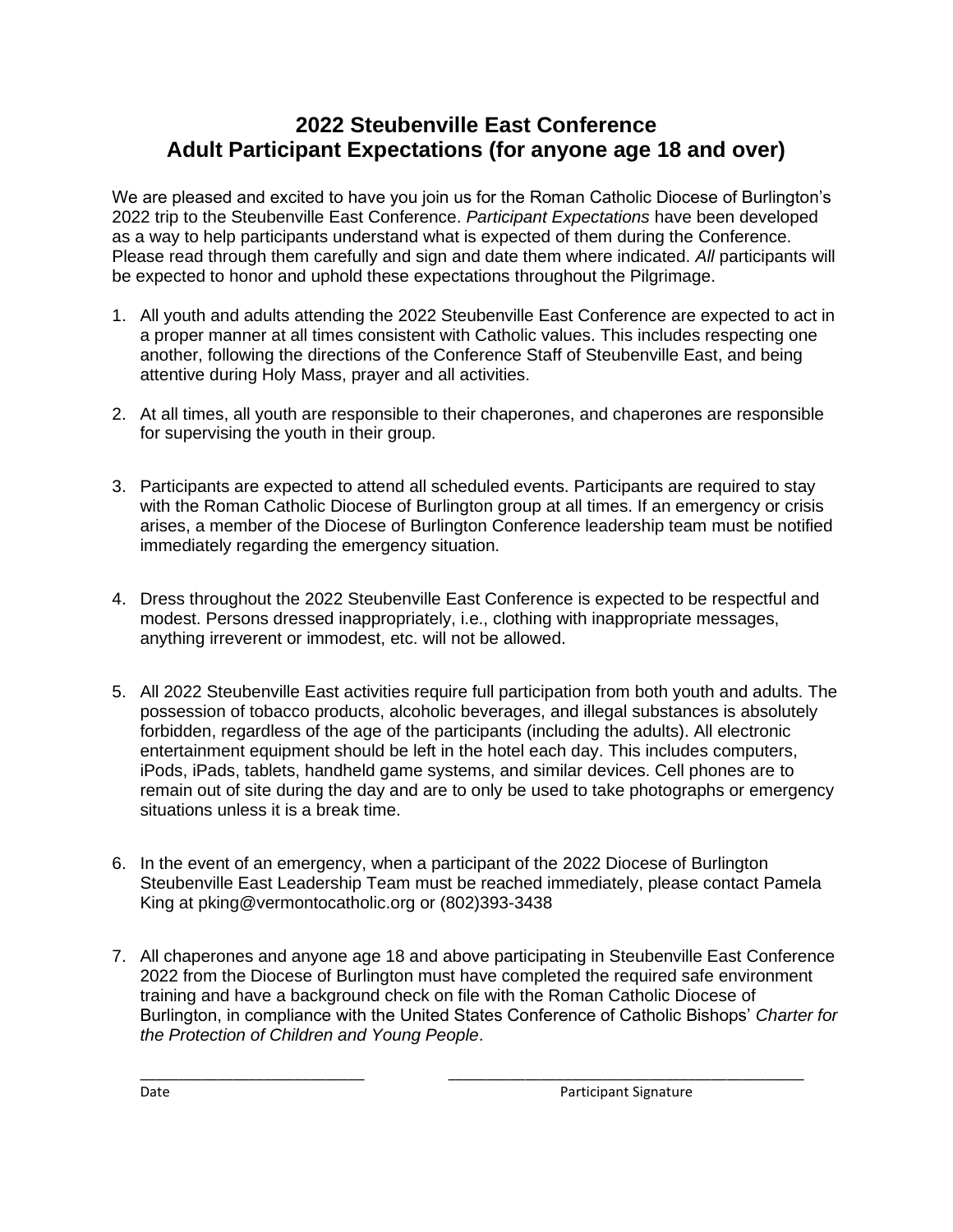# 2022 Steubenville East Conference
# Adult Participant Expectations (for anyone age 18 and over)

We are pleased and excited to have you join us for the Roman Catholic Diocese of Burlington's 2022 trip to the Steubenville East Conference. *Participant Expectations* have been developed as a way to help participants understand what is expected of them during the Conference. Please read through them carefully and sign and date them where indicated. *All* participants will be expected to honor and uphold these expectations throughout the Pilgrimage.

1. All youth and adults attending the 2022 Steubenville East Conference are expected to act in a proper manner at all times consistent with Catholic values. This includes respecting one another, following the directions of the Conference Staff of Steubenville East, and being attentive during Holy Mass, prayer and all activities.

2. At all times, all youth are responsible to their chaperones, and chaperones are responsible for supervising the youth in their group.

3. Participants are expected to attend all scheduled events. Participants are required to stay with the Roman Catholic Diocese of Burlington group at all times. If an emergency or crisis arises, a member of the Diocese of Burlington Conference leadership team must be notified immediately regarding the emergency situation.

4. Dress throughout the 2022 Steubenville East Conference is expected to be respectful and modest. Persons dressed inappropriately, i.e., clothing with inappropriate messages, anything irreverent or immodest, etc. will not be allowed.

5. All 2022 Steubenville East activities require full participation from both youth and adults. The possession of tobacco products, alcoholic beverages, and illegal substances is absolutely forbidden, regardless of the age of the participants (including the adults). All electronic entertainment equipment should be left in the hotel each day. This includes computers, iPods, iPads, tablets, handheld game systems, and similar devices. Cell phones are to remain out of site during the day and are to only be used to take photographs or emergency situations unless it is a break time.

6. In the event of an emergency, when a participant of the 2022 Diocese of Burlington Steubenville East Leadership Team must be reached immediately, please contact Pamela King at pking@vermontocatholic.org or (802)393-3438

7. All chaperones and anyone age 18 and above participating in Steubenville East Conference 2022 from the Diocese of Burlington must have completed the required safe environment training and have a background check on file with the Roman Catholic Diocese of Burlington, in compliance with the United States Conference of Catholic Bishops' *Charter for the Protection of Children and Young People*.

_________________________ &nbsp;&nbsp;&nbsp;&nbsp; _______________________________________

Date &nbsp;&nbsp;&nbsp;&nbsp; Participant Signature